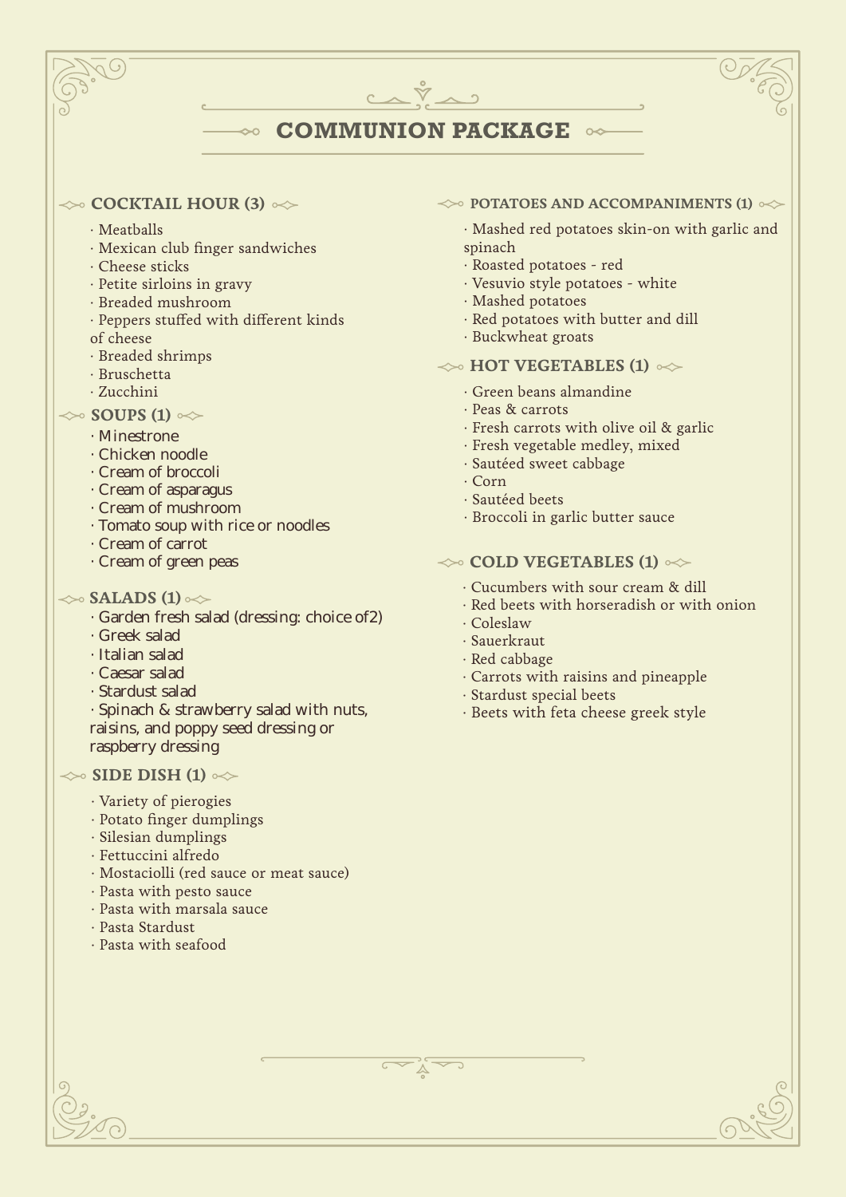# COMMUNION PACKAGE

## COCKTAIL HOUR (3)

- Meatballs
- Mexican club finger sandwiches
- Cheese sticks
- Petite sirloins in gravy
- Breaded mushroom
- Peppers stuffed with different kinds of cheese
- Breaded shrimps
- Bruschetta
- Zucchini

## SOUPS (1)

- Minestrone
- Chicken noodle
- Cream of broccoli
- Cream of asparagus
- Cream of mushroom
- Tomato soup with rice or noodles
- Cream of carrot
- Cream of green peas

## SALADS (1)

- Garden fresh salad (dressing: choice of2)
- Greek salad
- Italian salad
- Caesar salad
- Stardust salad
- Spinach & strawberry salad with nuts, raisins, and poppy seed dressing or raspberry dressing

## SIDE DISH (1)

- Variety of pierogies
- Potato finger dumplings
- Silesian dumplings
- Fettuccini alfredo
- Mostaciolli (red sauce or meat sauce)
- Pasta with pesto sauce
- Pasta with marsala sauce
- Pasta Stardust
- Pasta with seafood

## POTATOES AND ACCOMPANIMENTS (1)

- Mashed red potatoes skin-on with garlic and spinach
- Roasted potatoes - red
- Vesuvio style potatoes - white
- Mashed potatoes
- Red potatoes with butter and dill
- Buckwheat groats

## HOT VEGETABLES (1)

- Green beans almandine
- Peas & carrots
- Fresh carrots with olive oil & garlic
- Fresh vegetable medley, mixed
- Sautéed sweet cabbage
- Corn
- Sautéed beets
- Broccoli in garlic butter sauce

## COLD VEGETABLES (1)

- Cucumbers with sour cream & dill
- Red beets with horseradish or with onion
- Coleslaw
- Sauerkraut
- Red cabbage
- Carrots with raisins and pineapple
- Stardust special beets
- Beets with feta cheese greek style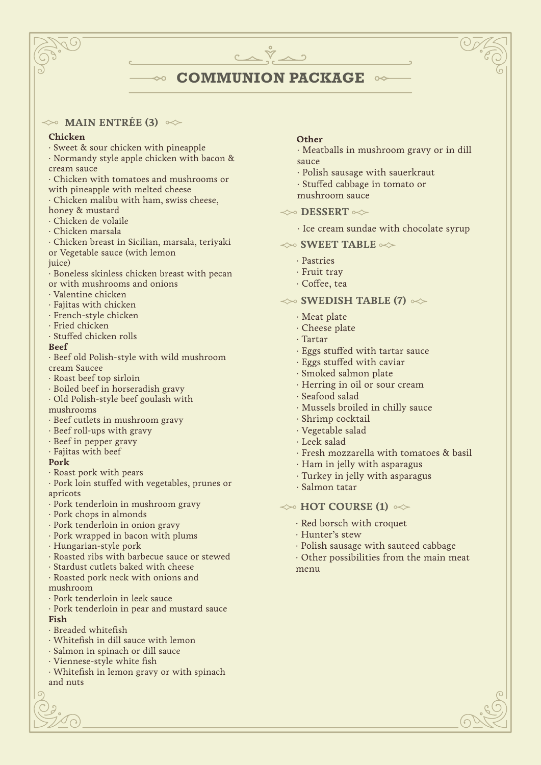# COMMUNION PACKAGE

## MAIN ENTRÉE (3)

**Chicken**

- Sweet & sour chicken with pineapple
- Normandy style apple chicken with bacon & cream sauce
- Chicken with tomatoes and mushrooms or with pineapple with melted cheese
- Chicken malibu with ham, swiss cheese, honey & mustard
- Chicken de volaile
- Chicken marsala
- Chicken breast in Sicilian, marsala, teriyaki or Vegetable sauce (with lemon juice)
- Boneless skinless chicken breast with pecan or with mushrooms and onions
- Valentine chicken
- Fajitas with chicken
- French-style chicken
- Fried chicken
- Stuffed chicken rolls

**Beef**

- Beef old Polish-style with wild mushroom cream Saucee
- Roast beef top sirloin
- Boiled beef in horseradish gravy
- Old Polish-style beef goulash with mushrooms
- Beef cutlets in mushroom gravy
- Beef roll-ups with gravy
- Beef in pepper gravy
- Fajitas with beef

**Pork**

- Roast pork with pears
- Pork loin stuffed with vegetables, prunes or apricots
- Pork tenderloin in mushroom gravy
- Pork chops in almonds
- Pork tenderloin in onion gravy
- Pork wrapped in bacon with plums
- Hungarian-style pork
- Roasted ribs with barbecue sauce or stewed
- Stardust cutlets baked with cheese
- Roasted pork neck with onions and mushroom
- Pork tenderloin in leek sauce
- Pork tenderloin in pear and mustard sauce

**Fish**

- Breaded whitefish
- Whitefish in dill sauce with lemon
- Salmon in spinach or dill sauce
- Viennese-style white fish
- Whitefish in lemon gravy or with spinach and nuts

**Other**

- Meatballs in mushroom gravy or in dill sauce
- Polish sausage with sauerkraut
- Stuffed cabbage in tomato or mushroom sauce

## DESSERT

- Ice cream sundae with chocolate syrup

## SWEET TABLE

- Pastries
- Fruit tray
- Coffee, tea

## SWEDISH TABLE (7)

- Meat plate
- Cheese plate
- Tartar
- Eggs stuffed with tartar sauce
- Eggs stuffed with caviar
- Smoked salmon plate
- Herring in oil or sour cream
- Seafood salad
- Mussels broiled in chilly sauce
- Shrimp cocktail
- Vegetable salad
- Leek salad
- Fresh mozzarella with tomatoes & basil
- Ham in jelly with asparagus
- Turkey in jelly with asparagus
- Salmon tatar

## HOT COURSE (1)

- Red borsch with croquet
- Hunter's stew
- Polish sausage with sauteed cabbage
- Other possibilities from the main meat menu